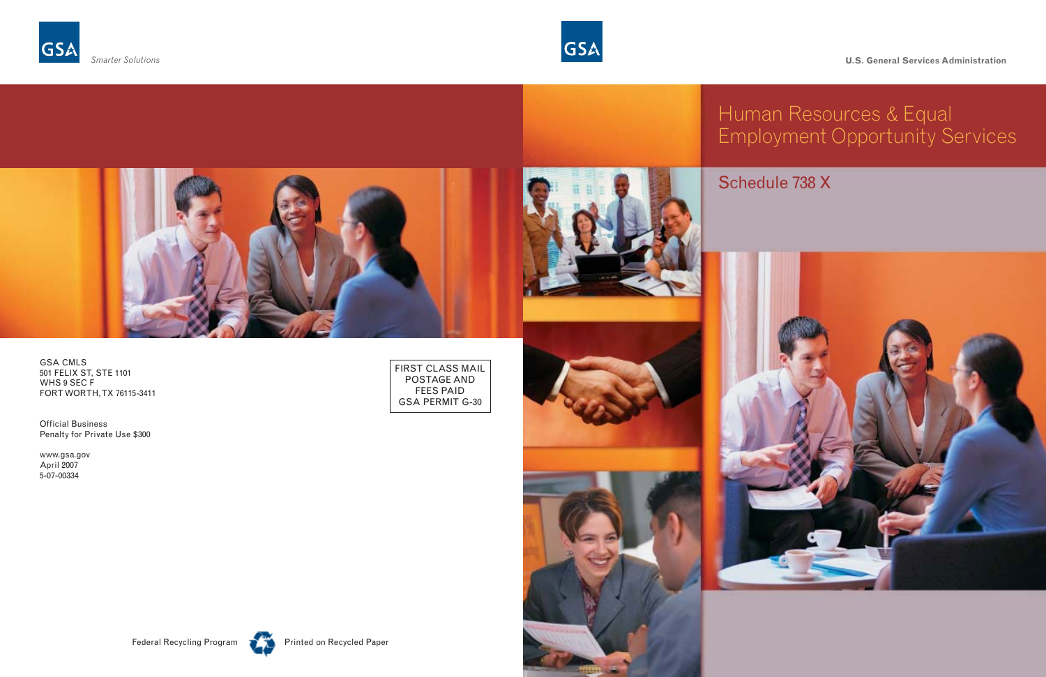GSA

*Smarter Solutions*

GSA CMLS
501 FELIX ST, STE 1101
WHS 9 SEC F
FORT WORTH, TX 76115-3411

Official Business
Penalty for Private Use $300

www.gsa.gov
April 2007
5-07-00334

FIRST CLASS MAIL
POSTAGE AND
FEES PAID
GSA PERMIT G-30

Federal Recycling Program

Printed on Recycled Paper

GSA

U.S. General Services Administration

# Human Resources & Equal Employment Opportunity Services

## Schedule 738 X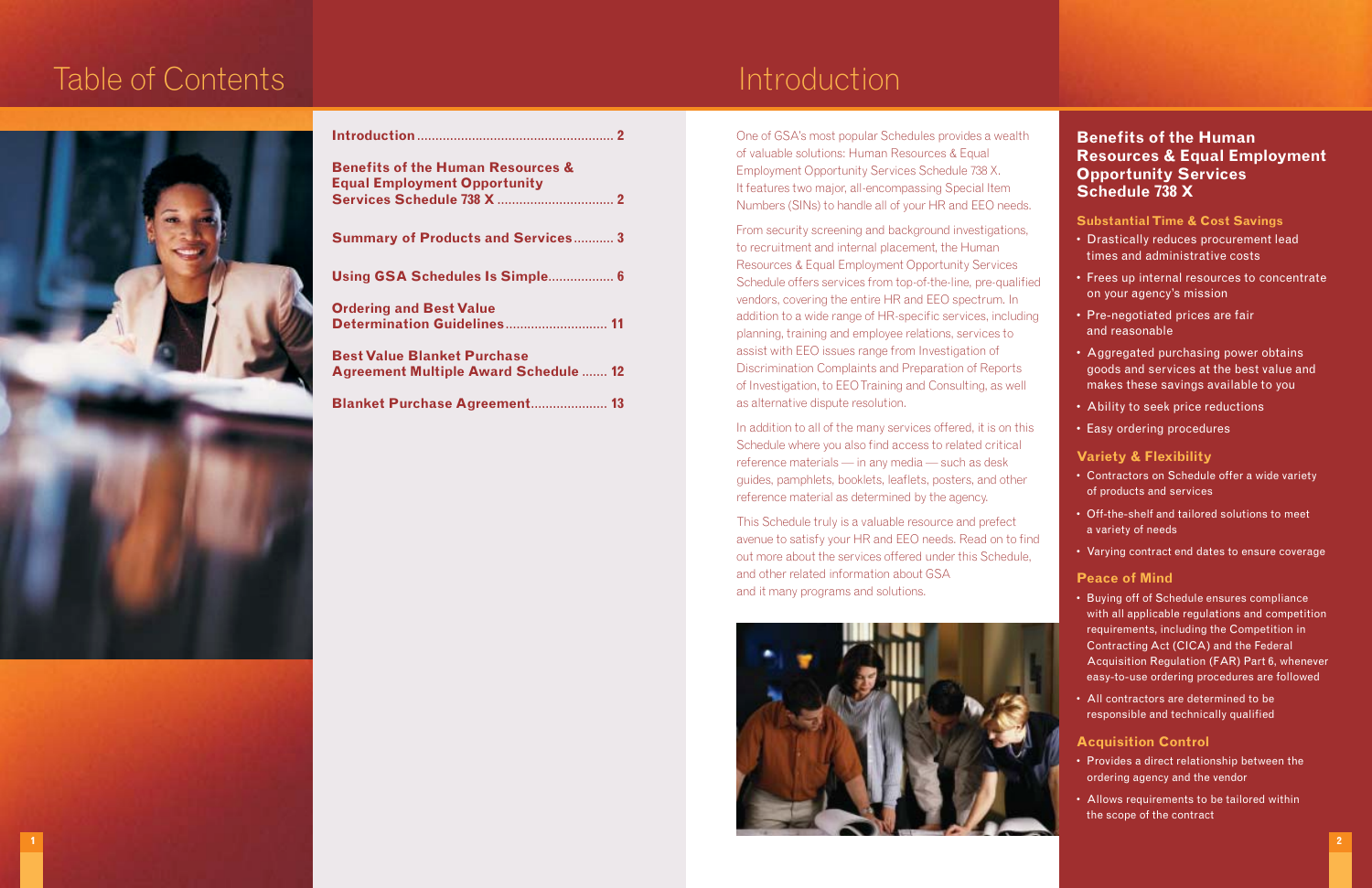# Table of Contents

**Introduction** ...................................................... 2

**Benefits of the Human Resources & Equal Employment Opportunity Services Schedule 738 X** ................................ 2

**Summary of Products and Services**........... 3

**Using GSA Schedules Is Simple**.................. 6

**Ordering and Best Value Determination Guidelines**............................ 11

**Best Value Blanket Purchase Agreement Multiple Award Schedule** ....... 12

**Blanket Purchase Agreement**..................... 13

# Introduction

One of GSA's most popular Schedules provides a wealth of valuable solutions: Human Resources & Equal Employment Opportunity Services Schedule 738 X. It features two major, all-encompassing Special Item Numbers (SINs) to handle all of your HR and EEO needs.

From security screening and background investigations, to recruitment and internal placement, the Human Resources & Equal Employment Opportunity Services Schedule offers services from top-of-the-line, pre-qualified vendors, covering the entire HR and EEO spectrum. In addition to a wide range of HR-specific services, including planning, training and employee relations, services to assist with EEO issues range from Investigation of Discrimination Complaints and Preparation of Reports of Investigation, to EEO Training and Consulting, as well as alternative dispute resolution.

In addition to all of the many services offered, it is on this Schedule where you also find access to related critical reference materials — in any media — such as desk guides, pamphlets, booklets, leaflets, posters, and other reference material as determined by the agency.

This Schedule truly is a valuable resource and prefect avenue to satisfy your HR and EEO needs. Read on to find out more about the services offered under this Schedule, and other related information about GSA and it many programs and solutions.

## Benefits of the Human Resources & Equal Employment Opportunity Services Schedule 738 X

### Substantial Time & Cost Savings

- Drastically reduces procurement lead times and administrative costs
- Frees up internal resources to concentrate on your agency's mission
- Pre-negotiated prices are fair and reasonable
- Aggregated purchasing power obtains goods and services at the best value and makes these savings available to you
- Ability to seek price reductions
- Easy ordering procedures

### Variety & Flexibility

- Contractors on Schedule offer a wide variety of products and services
- Off-the-shelf and tailored solutions to meet a variety of needs
- Varying contract end dates to ensure coverage

### Peace of Mind

- Buying off of Schedule ensures compliance with all applicable regulations and competition requirements, including the Competition in Contracting Act (CICA) and the Federal Acquisition Regulation (FAR) Part 6, whenever easy-to-use ordering procedures are followed
- All contractors are determined to be responsible and technically qualified

### Acquisition Control

- Provides a direct relationship between the ordering agency and the vendor
- Allows requirements to be tailored within the scope of the contract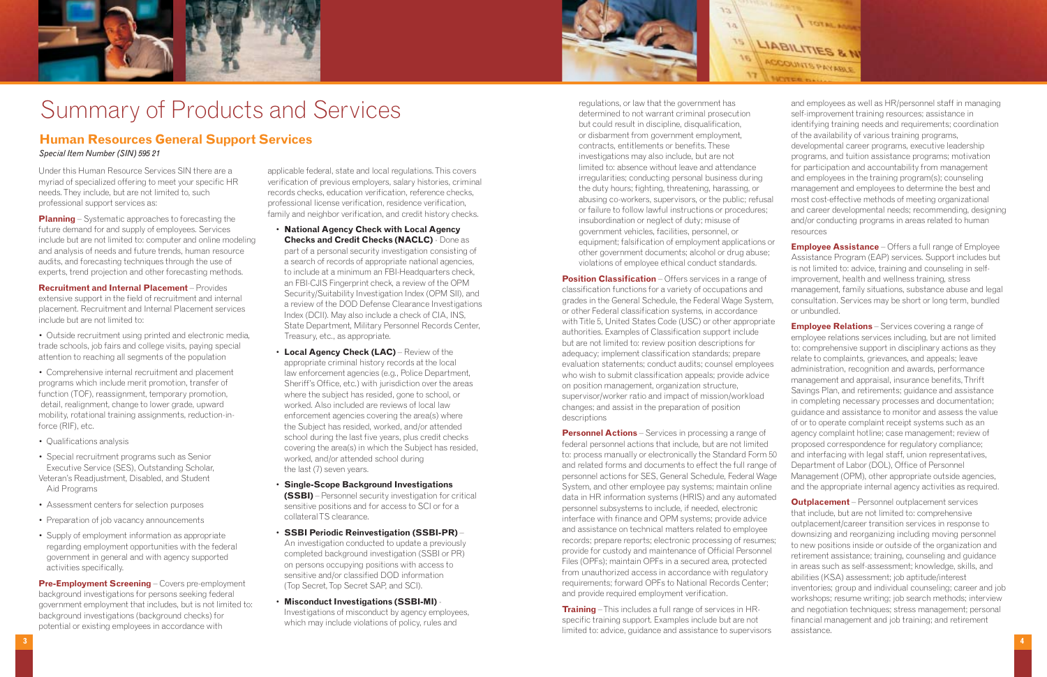# Summary of Products and Services

## Human Resources General Support Services

*Special Item Number (SIN) 595 21*

Under this Human Resource Services SIN there are a myriad of specialized offering to meet your specific HR needs. They include, but are not limited to, such professional support services as:

**Planning** – Systematic approaches to forecasting the future demand for and supply of employees. Services include but are not limited to: computer and online modeling and analysis of needs and future trends, human resource audits, and forecasting techniques through the use of experts, trend projection and other forecasting methods.

**Recruitment and Internal Placement** – Provides extensive support in the field of recruitment and internal placement. Recruitment and Internal Placement services include but are not limited to:

- Outside recruitment using printed and electronic media, trade schools, job fairs and college visits, paying special attention to reaching all segments of the population
- Comprehensive internal recruitment and placement programs which include merit promotion, transfer of function (TOF), reassignment, temporary promotion, detail, realignment, change to lower grade, upward mobility, rotational training assignments, reduction-in-force (RIF), etc.
- Qualifications analysis
- Special recruitment programs such as Senior Executive Service (SES), Outstanding Scholar, Veteran's Readjustment, Disabled, and Student Aid Programs
- Assessment centers for selection purposes
- Preparation of job vacancy announcements
- Supply of employment information as appropriate regarding employment opportunities with the federal government in general and with agency supported activities specifically.

**Pre-Employment Screening** – Covers pre-employment background investigations for persons seeking federal government employment that includes, but is not limited to: background investigations (background checks) for potential or existing employees in accordance with applicable federal, state and local regulations. This covers verification of previous employers, salary histories, criminal records checks, education verification, reference checks, professional license verification, residence verification, family and neighbor verification, and credit history checks.

- **National Agency Check with Local Agency Checks and Credit Checks (NACLC)** - Done as part of a personal security investigation consisting of a search of records of appropriate national agencies, to include at a minimum an FBI-Headquarters check, an FBI-CJIS Fingerprint check, a review of the OPM Security/Suitability Investigation Index (OPM SII), and a review of the DOD Defense Clearance Investigations Index (DCII). May also include a check of CIA, INS, State Department, Military Personnel Records Center, Treasury, etc., as appropriate.
- **Local Agency Check (LAC)** – Review of the appropriate criminal history records at the local law enforcement agencies (e.g., Police Department, Sheriff's Office, etc.) with jurisdiction over the areas where the subject has resided, gone to school, or worked. Also included are reviews of local law enforcement agencies covering the area(s) where the Subject has resided, worked, and/or attended school during the last five years, plus credit checks covering the area(s) in which the Subject has resided, worked, and/or attended school during the last (7) seven years.
- **Single-Scope Background Investigations (SSBI)** – Personnel security investigation for critical sensitive positions and for access to SCI or for a collateral TS clearance.
- **SSBI Periodic Reinvestigation (SSBI-PR)** – An investigation conducted to update a previously completed background investigation (SSBI or PR) on persons occupying positions with access to sensitive and/or classified DOD information (Top Secret, Top Secret SAP, and SCI).
- **Misconduct Investigations (SSBI-MI)** - Investigations of misconduct by agency employees, which may include violations of policy, rules and regulations, or law that the government has determined to not warrant criminal prosecution but could result in discipline, disqualification, or disbarment from government employment, contracts, entitlements or benefits. These investigations may also include, but are not limited to: absence without leave and attendance irregularities; conducting personal business during the duty hours; fighting, threatening, harassing, or abusing co-workers, supervisors, or the public; refusal or failure to follow lawful instructions or procedures; insubordination or neglect of duty; misuse of government vehicles, facilities, personnel, or equipment; falsification of employment applications or other government documents; alcohol or drug abuse; violations of employee ethical conduct standards.

**Position Classification** – Offers services in a range of classification functions for a variety of occupations and grades in the General Schedule, the Federal Wage System, or other Federal classification systems, in accordance with Title 5, United States Code (USC) or other appropriate authorities. Examples of Classification support include but are not limited to: review position descriptions for adequacy; implement classification standards; prepare evaluation statements; conduct audits; counsel employees who wish to submit classification appeals; provide advice on position management, organization structure, supervisor/worker ratio and impact of mission/workload changes; and assist in the preparation of position descriptions

**Personnel Actions** – Services in processing a range of federal personnel actions that include, but are not limited to: process manually or electronically the Standard Form 50 and related forms and documents to effect the full range of personnel actions for SES, General Schedule, Federal Wage System, and other employee pay systems; maintain online data in HR information systems (HRIS) and any automated personnel subsystems to include, if needed, electronic interface with finance and OPM systems; provide advice and assistance on technical matters related to employee records; prepare reports; electronic processing of resumes; provide for custody and maintenance of Official Personnel Files (OPFs); maintain OPFs in a secured area, protected from unauthorized access in accordance with regulatory requirements; forward OPFs to National Records Center; and provide required employment verification.

**Training** – This includes a full range of services in HR-specific training support. Examples include but are not limited to: advice, guidance and assistance to supervisors and employees as well as HR/personnel staff in managing self-improvement training resources; assistance in identifying training needs and requirements; coordination of the availability of various training programs, developmental career programs, executive leadership programs, and tuition assistance programs; motivation for participation and accountability from management and employees in the training program(s); counseling management and employees to determine the best and most cost-effective methods of meeting organizational and career developmental needs; recommending, designing and/or conducting programs in areas related to human resources

**Employee Assistance** – Offers a full range of Employee Assistance Program (EAP) services. Support includes but is not limited to: advice, training and counseling in self-improvement, health and wellness training, stress management, family situations, substance abuse and legal consultation. Services may be short or long term, bundled or unbundled.

**Employee Relations** – Services covering a range of employee relations services including, but are not limited to: comprehensive support in disciplinary actions as they relate to complaints, grievances, and appeals; leave administration, recognition and awards, performance management and appraisal, insurance benefits, Thrift Savings Plan, and retirements; guidance and assistance in completing necessary processes and documentation; guidance and assistance to monitor and assess the value of or to operate complaint receipt systems such as an agency complaint hotline; case management; review of proposed correspondence for regulatory compliance; and interfacing with legal staff, union representatives, Department of Labor (DOL), Office of Personnel Management (OPM), other appropriate outside agencies, and the appropriate internal agency activities as required.

**Outplacement** – Personnel outplacement services that include, but are not limited to: comprehensive outplacement/career transition services in response to downsizing and reorganizing including moving personnel to new positions inside or outside of the organization and retirement assistance; training, counseling and guidance in areas such as self-assessment; knowledge, skills, and abilities (KSA) assessment; job aptitude/interest inventories; group and individual counseling; career and job workshops; resume writing; job search methods; interview and negotiation techniques; stress management; personal financial management and job training; and retirement assistance.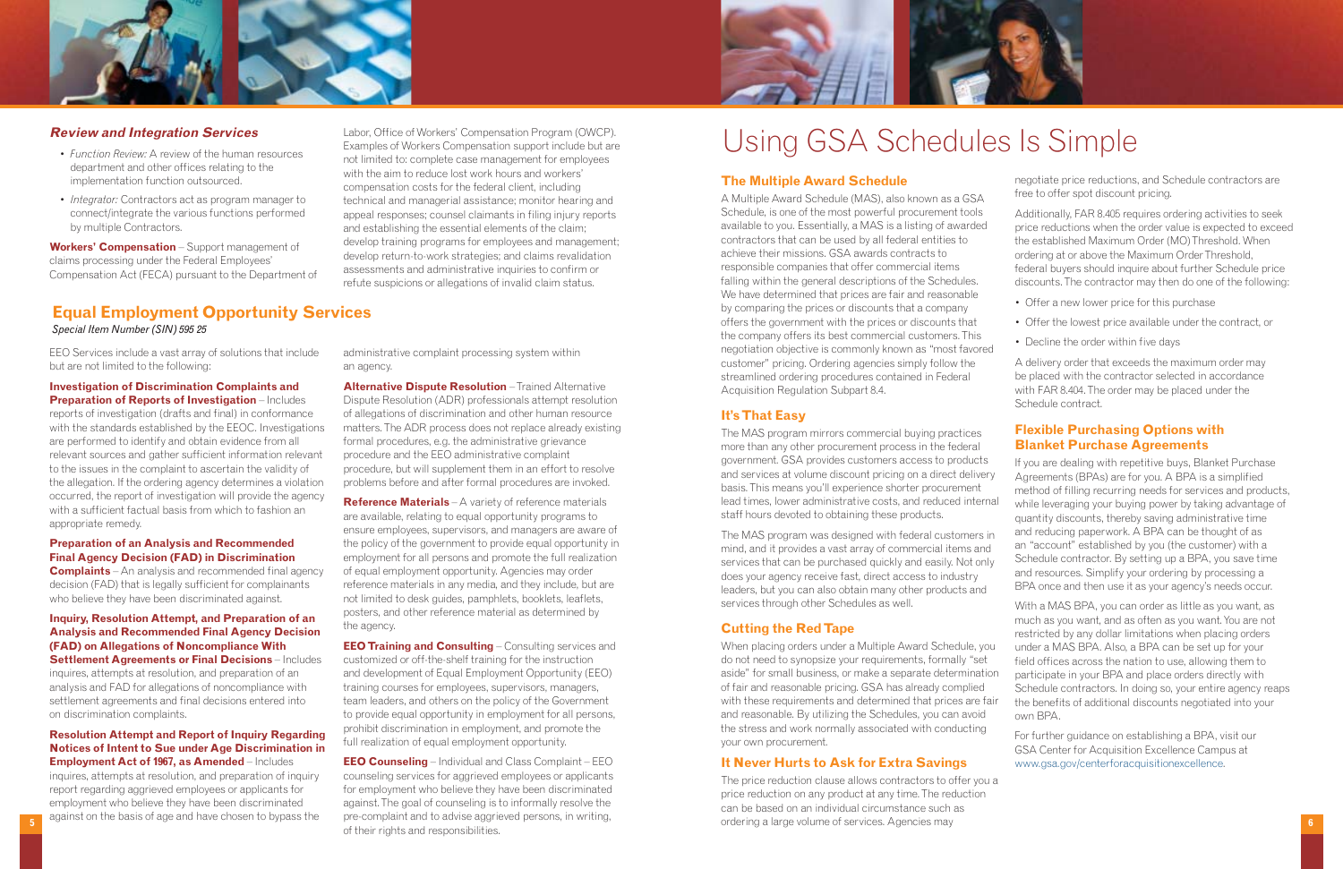### *Review and Integration Services*

- *Function Review:* A review of the human resources department and other offices relating to the implementation function outsourced.
- *Integrator:* Contractors act as program manager to connect/integrate the various functions performed by multiple Contractors.

**Workers' Compensation** – Support management of claims processing under the Federal Employees' Compensation Act (FECA) pursuant to the Department of Labor, Office of Workers' Compensation Program (OWCP). Examples of Workers Compensation support include but are not limited to: complete case management for employees with the aim to reduce lost work hours and workers' compensation costs for the federal client, including technical and managerial assistance; monitor hearing and appeal responses; counsel claimants in filing injury reports and establishing the essential elements of the claim; develop training programs for employees and management; develop return-to-work strategies; and claims revalidation assessments and administrative inquiries to confirm or refute suspicions or allegations of invalid claim status.

## Equal Employment Opportunity Services

*Special Item Number (SIN) 595 25*

EEO Services include a vast array of solutions that include but are not limited to the following:

**Investigation of Discrimination Complaints and Preparation of Reports of Investigation** – Includes reports of investigation (drafts and final) in conformance with the standards established by the EEOC. Investigations are performed to identify and obtain evidence from all relevant sources and gather sufficient information relevant to the issues in the complaint to ascertain the validity of the allegation. If the ordering agency determines a violation occurred, the report of investigation will provide the agency with a sufficient factual basis from which to fashion an appropriate remedy.

**Preparation of an Analysis and Recommended Final Agency Decision (FAD) in Discrimination Complaints** – An analysis and recommended final agency decision (FAD) that is legally sufficient for complainants who believe they have been discriminated against.

**Inquiry, Resolution Attempt, and Preparation of an Analysis and Recommended Final Agency Decision (FAD) on Allegations of Noncompliance With Settlement Agreements or Final Decisions** – Includes inquires, attempts at resolution, and preparation of an analysis and FAD for allegations of noncompliance with settlement agreements and final decisions entered into on discrimination complaints.

**Resolution Attempt and Report of Inquiry Regarding Notices of Intent to Sue under Age Discrimination in Employment Act of 1967, as Amended** – Includes inquires, attempts at resolution, and preparation of inquiry report regarding aggrieved employees or applicants for employment who believe they have been discriminated against on the basis of age and have chosen to bypass the administrative complaint processing system within an agency.

**Alternative Dispute Resolution** – Trained Alternative Dispute Resolution (ADR) professionals attempt resolution of allegations of discrimination and other human resource matters. The ADR process does not replace already existing formal procedures, e.g. the administrative grievance procedure and the EEO administrative complaint procedure, but will supplement them in an effort to resolve problems before and after formal procedures are invoked.

**Reference Materials** – A variety of reference materials are available, relating to equal opportunity programs to ensure employees, supervisors, and managers are aware of the policy of the government to provide equal opportunity in employment for all persons and promote the full realization of equal employment opportunity. Agencies may order reference materials in any media, and they include, but are not limited to desk guides, pamphlets, booklets, leaflets, posters, and other reference material as determined by the agency.

**EEO Training and Consulting** – Consulting services and customized or off-the-shelf training for the instruction and development of Equal Employment Opportunity (EEO) training courses for employees, supervisors, managers, team leaders, and others on the policy of the Government to provide equal opportunity in employment for all persons, prohibit discrimination in employment, and promote the full realization of equal employment opportunity.

**EEO Counseling** – Individual and Class Complaint – EEO counseling services for aggrieved employees or applicants for employment who believe they have been discriminated against. The goal of counseling is to informally resolve the pre-complaint and to advise aggrieved persons, in writing, of their rights and responsibilities.

# Using GSA Schedules Is Simple

## The Multiple Award Schedule

A Multiple Award Schedule (MAS), also known as a GSA Schedule, is one of the most powerful procurement tools available to you. Essentially, a MAS is a listing of awarded contractors that can be used by all federal entities to achieve their missions. GSA awards contracts to responsible companies that offer commercial items falling within the general descriptions of the Schedules. We have determined that prices are fair and reasonable by comparing the prices or discounts that a company offers the government with the prices or discounts that the company offers its best commercial customers. This negotiation objective is commonly known as "most favored customer" pricing. Ordering agencies simply follow the streamlined ordering procedures contained in Federal Acquisition Regulation Subpart 8.4.

## It's That Easy

The MAS program mirrors commercial buying practices more than any other procurement process in the federal government. GSA provides customers access to products and services at volume discount pricing on a direct delivery basis. This means you'll experience shorter procurement lead times, lower administrative costs, and reduced internal staff hours devoted to obtaining these products.

The MAS program was designed with federal customers in mind, and it provides a vast array of commercial items and services that can be purchased quickly and easily. Not only does your agency receive fast, direct access to industry leaders, but you can also obtain many other products and services through other Schedules as well.

## Cutting the Red Tape

When placing orders under a Multiple Award Schedule, you do not need to synopsize your requirements, formally "set aside" for small business, or make a separate determination of fair and reasonable pricing. GSA has already complied with these requirements and determined that prices are fair and reasonable. By utilizing the Schedules, you can avoid the stress and work normally associated with conducting your own procurement.

## It Never Hurts to Ask for Extra Savings

The price reduction clause allows contractors to offer you a price reduction on any product at any time. The reduction can be based on an individual circumstance such as ordering a large volume of services. Agencies may negotiate price reductions, and Schedule contractors are free to offer spot discount pricing.

Additionally, FAR 8.405 requires ordering activities to seek price reductions when the order value is expected to exceed the established Maximum Order (MO) Threshold. When ordering at or above the Maximum Order Threshold, federal buyers should inquire about further Schedule price discounts. The contractor may then do one of the following:

- Offer a new lower price for this purchase
- Offer the lowest price available under the contract, or
- Decline the order within five days

A delivery order that exceeds the maximum order may be placed with the contractor selected in accordance with FAR 8.404. The order may be placed under the Schedule contract.

## Flexible Purchasing Options with Blanket Purchase Agreements

If you are dealing with repetitive buys, Blanket Purchase Agreements (BPAs) are for you. A BPA is a simplified method of filling recurring needs for services and products, while leveraging your buying power by taking advantage of quantity discounts, thereby saving administrative time and reducing paperwork. A BPA can be thought of as an "account" established by you (the customer) with a Schedule contractor. By setting up a BPA, you save time and resources. Simplify your ordering by processing a BPA once and then use it as your agency's needs occur.

With a MAS BPA, you can order as little as you want, as much as you want, and as often as you want. You are not restricted by any dollar limitations when placing orders under a MAS BPA. Also, a BPA can be set up for your field offices across the nation to use, allowing them to participate in your BPA and place orders directly with Schedule contractors. In doing so, your entire agency reaps the benefits of additional discounts negotiated into your own BPA.

For further guidance on establishing a BPA, visit our GSA Center for Acquisition Excellence Campus at www.gsa.gov/centerforacquisitionexcellence.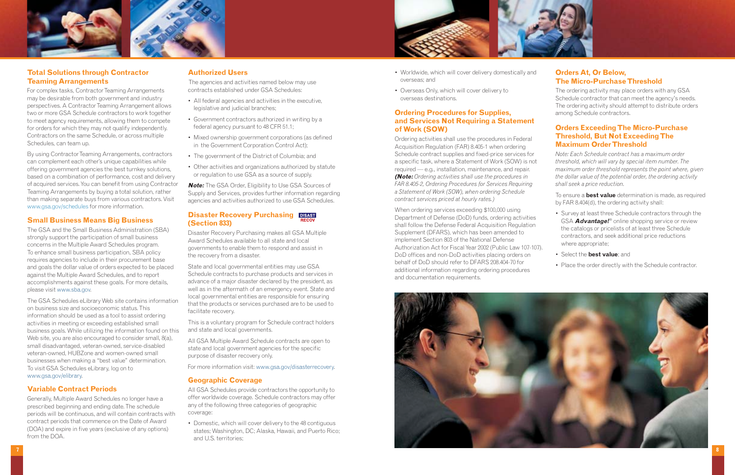## Total Solutions through Contractor Teaming Arrangements

For complex tasks, Contractor Teaming Arrangements may be desirable from both government and industry perspectives. A Contractor Teaming Arrangement allows two or more GSA Schedule contractors to work together to meet agency requirements, allowing them to compete for orders for which they may not qualify independently. Contractors on the same Schedule, or across multiple Schedules, can team up.

By using Contractor Teaming Arrangements, contractors can complement each other's unique capabilities while offering government agencies the best turnkey solutions, based on a combination of performance, cost and delivery of acquired services. You can benefit from using Contractor Teaming Arrangements by buying a total solution, rather than making separate buys from various contractors. Visit www.gsa.gov/schedules for more information.

## Small Business Means Big Business

The GSA and the Small Business Administration (SBA) strongly support the participation of small business concerns in the Multiple Award Schedules program. To enhance small business participation, SBA policy requires agencies to include in their procurement base and goals the dollar value of orders expected to be placed against the Multiple Award Schedules, and to report accomplishments against these goals. For more details, please visit www.sba.gov.

The GSA Schedules eLibrary Web site contains information on business size and socioeconomic status. This information should be used as a tool to assist ordering activities in meeting or exceeding established small business goals. While utilizing the information found on this Web site, you are also encouraged to consider small, 8(a), small disadvantaged, veteran-owned, service-disabled veteran-owned, HUBZone and women-owned small businesses when making a "best value" determination. To visit GSA Schedules eLibrary, log on to www.gsa.gov/elibrary.

## Variable Contract Periods

Generally, Multiple Award Schedules no longer have a prescribed beginning and ending date. The schedule periods will be continuous, and will contain contracts with contract periods that commence on the Date of Award (DOA) and expire in five years (exclusive of any options) from the DOA.

## Authorized Users

The agencies and activities named below may use contracts established under GSA Schedules:

- All federal agencies and activities in the executive, legislative and judicial branches;
- Government contractors authorized in writing by a federal agency pursuant to 48 CFR 51.1;
- Mixed ownership government corporations (as defined in the Government Corporation Control Act);
- The government of the District of Columbia; and
- Other activities and organizations authorized by statute or regulation to use GSA as a source of supply.

***Note:*** The GSA Order, Eligibility to Use GSA Sources of Supply and Services, provides further information regarding agencies and activities authorized to use GSA Schedules.

## Disaster Recovery Purchasing (Section 833)

Disaster Recovery Purchasing makes all GSA Multiple Award Schedules available to all state and local governments to enable them to respond and assist in the recovery from a disaster.

State and local governmental entities may use GSA Schedule contracts to purchase products and services in advance of a major disaster declared by the president, as well as in the aftermath of an emergency event. State and local governmental entities are responsible for ensuring that the products or services purchased are to be used to facilitate recovery.

This is a voluntary program for Schedule contract holders and state and local governments.

All GSA Multiple Award Schedule contracts are open to state and local government agencies for the specific purpose of disaster recovery only.

For more information visit: www.gsa.gov/disasterrecovery.

## Geographic Coverage

All GSA Schedules provide contractors the opportunity to offer worldwide coverage. Schedule contractors may offer any of the following three categories of geographic coverage:

- Domestic, which will cover delivery to the 48 contiguous states; Washington, DC; Alaska, Hawaii, and Puerto Rico; and U.S. territories;
- Worldwide, which will cover delivery domestically and overseas; and
- Overseas Only, which will cover delivery to overseas destinations.

## Ordering Procedures for Supplies, and Services Not Requiring a Statement of Work (SOW)

Ordering activities shall use the procedures in Federal Acquisition Regulation (FAR) 8.405-1 when ordering Schedule contract supplies and fixed-price services for a specific task, where a Statement of Work (SOW) is not required — e.g., installation, maintenance, and repair. ***(Note:*** *Ordering activities shall use the procedures in FAR 8.405-2, Ordering Procedures for Services Requiring a Statement of Work (SOW), when ordering Schedule contract services priced at hourly rates.)*

When ordering services exceeding $100,000 using Department of Defense (DoD) funds, ordering activities shall follow the Defense Federal Acquisition Regulation Supplement (DFARS), which has been amended to implement Section 803 of the National Defense Authorization Act for Fiscal Year 2002 (Public Law 107-107). DoD offices and non-DoD activities placing orders on behalf of DoD should refer to DFARS 208.404-70 for additional information regarding ordering procedures and documentation requirements.

## Orders At, Or Below, The Micro-Purchase Threshold

The ordering activity may place orders with any GSA Schedule contractor that can meet the agency's needs. The ordering activity should attempt to distribute orders among Schedule contractors.

## Orders Exceeding The Micro-Purchase Threshold, But Not Exceeding The Maximum Order Threshold

*Note: Each Schedule contract has a maximum order threshold, which will vary by special item number. The maximum order threshold represents the point where, given the dollar value of the potential order, the ordering activity shall seek a price reduction.*

To ensure a **best value** determination is made, as required by FAR 8.404(d), the ordering activity shall:

- Survey at least three Schedule contractors through the GSA ***Advantage!***® online shopping service or review the catalogs or pricelists of at least three Schedule contractors, and seek additional price reductions where appropriate;
- Select the **best value**; and
- Place the order directly with the Schedule contractor.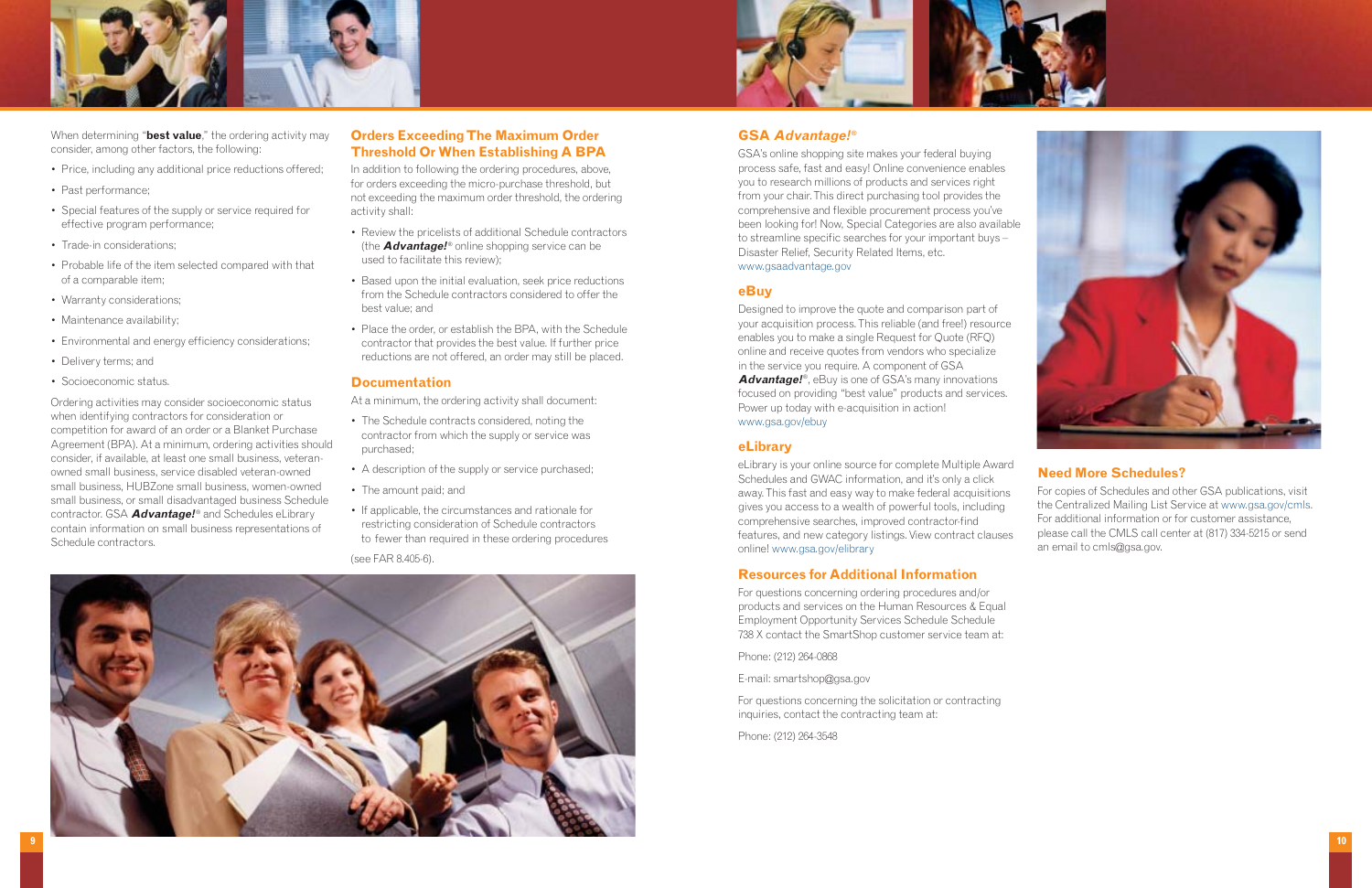When determining "**best value**," the ordering activity may consider, among other factors, the following:

- Price, including any additional price reductions offered;
- Past performance;
- Special features of the supply or service required for effective program performance;
- Trade-in considerations;
- Probable life of the item selected compared with that of a comparable item;
- Warranty considerations;
- Maintenance availability;
- Environmental and energy efficiency considerations;
- Delivery terms; and
- Socioeconomic status.

Ordering activities may consider socioeconomic status when identifying contractors for consideration or competition for award of an order or a Blanket Purchase Agreement (BPA). At a minimum, ordering activities should consider, if available, at least one small business, veteran-owned small business, service disabled veteran-owned small business, HUBZone small business, women-owned small business, or small disadvantaged business Schedule contractor. GSA ***Advantage!***® and Schedules eLibrary contain information on small business representations of Schedule contractors.

## Orders Exceeding The Maximum Order Threshold Or When Establishing A BPA

In addition to following the ordering procedures, above, for orders exceeding the micro-purchase threshold, but not exceeding the maximum order threshold, the ordering activity shall:

- Review the pricelists of additional Schedule contractors (the ***Advantage!***® online shopping service can be used to facilitate this review);
- Based upon the initial evaluation, seek price reductions from the Schedule contractors considered to offer the best value; and
- Place the order, or establish the BPA, with the Schedule contractor that provides the best value. If further price reductions are not offered, an order may still be placed.

## Documentation

At a minimum, the ordering activity shall document:

- The Schedule contracts considered, noting the contractor from which the supply or service was purchased;
- A description of the supply or service purchased;
- The amount paid; and
- If applicable, the circumstances and rationale for restricting consideration of Schedule contractors to fewer than required in these ordering procedures

(see FAR 8.405-6).

## GSA *Advantage!*®

GSA's online shopping site makes your federal buying process safe, fast and easy! Online convenience enables you to research millions of products and services right from your chair. This direct purchasing tool provides the comprehensive and flexible procurement process you've been looking for! Now, Special Categories are also available to streamline specific searches for your important buys – Disaster Relief, Security Related Items, etc.
www.gsaadvantage.gov

## eBuy

Designed to improve the quote and comparison part of your acquisition process. This reliable (and free!) resource enables you to make a single Request for Quote (RFQ) online and receive quotes from vendors who specialize in the service you require. A component of GSA ***Advantage!***®, eBuy is one of GSA's many innovations focused on providing "best value" products and services. Power up today with e-acquisition in action!
www.gsa.gov/ebuy

## eLibrary

eLibrary is your online source for complete Multiple Award Schedules and GWAC information, and it's only a click away. This fast and easy way to make federal acquisitions gives you access to a wealth of powerful tools, including comprehensive searches, improved contractor-find features, and new category listings. View contract clauses online! www.gsa.gov/elibrary

## Resources for Additional Information

For questions concerning ordering procedures and/or products and services on the Human Resources & Equal Employment Opportunity Services Schedule Schedule 738 X contact the SmartShop customer service team at:

Phone: (212) 264-0868

E-mail: smartshop@gsa.gov

For questions concerning the solicitation or contracting inquiries, contact the contracting team at:

Phone: (212) 264-3548

## Need More Schedules?

For copies of Schedules and other GSA publications, visit the Centralized Mailing List Service at www.gsa.gov/cmls. For additional information or for customer assistance, please call the CMLS call center at (817) 334-5215 or send an email to cmls@gsa.gov.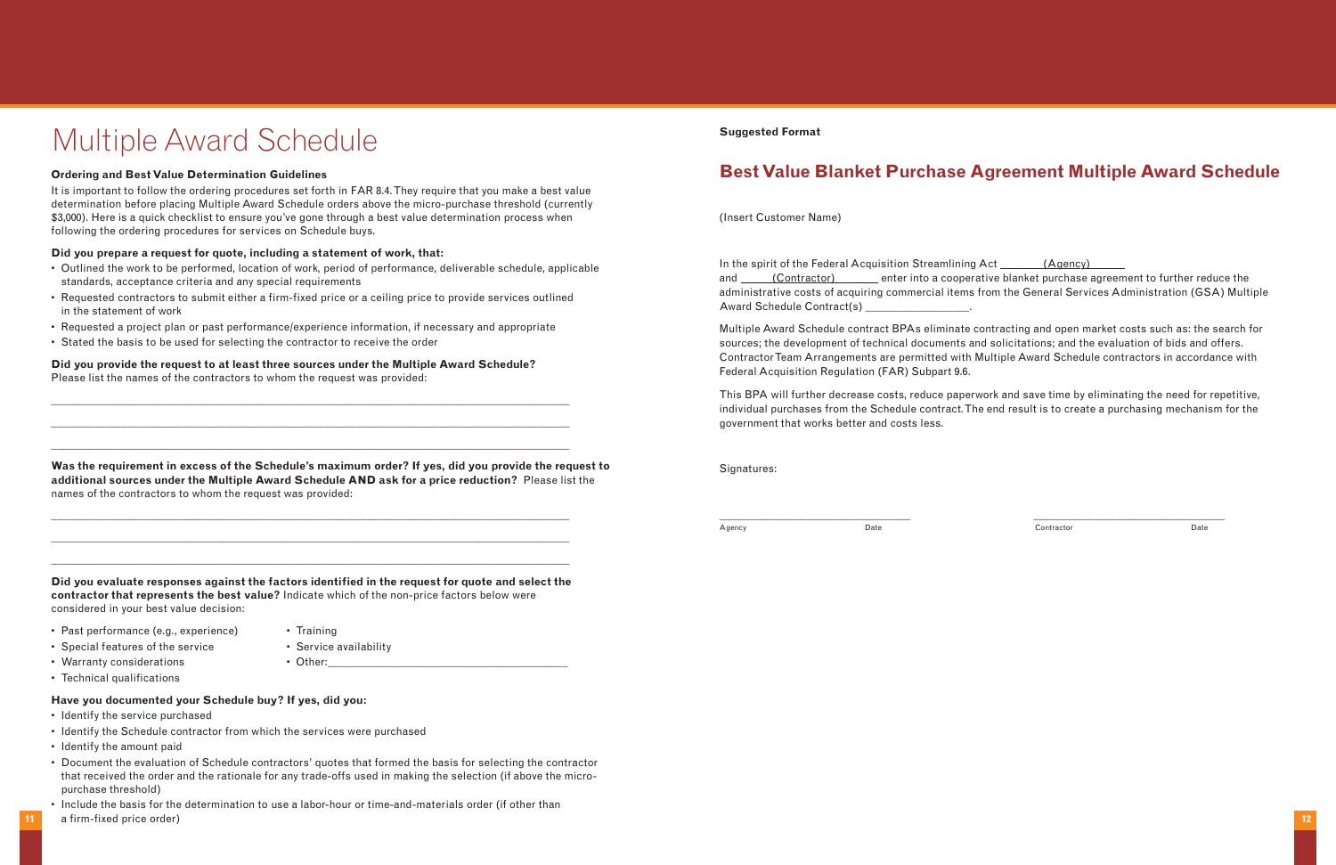# Multiple Award Schedule

**Ordering and Best Value Determination Guidelines**

It is important to follow the ordering procedures set forth in FAR 8.4. They require that you make a best value determination before placing Multiple Award Schedule orders above the micro-purchase threshold (currently $3,000). Here is a quick checklist to ensure you've gone through a best value determination process when following the ordering procedures for services on Schedule buys.

**Did you prepare a request for quote, including a statement of work, that:**

- Outlined the work to be performed, location of work, period of performance, deliverable schedule, applicable standards, acceptance criteria and any special requirements
- Requested contractors to submit either a firm-fixed price or a ceiling price to provide services outlined in the statement of work
- Requested a project plan or past performance/experience information, if necessary and appropriate
- Stated the basis to be used for selecting the contractor to receive the order

**Did you provide the request to at least three sources under the Multiple Award Schedule?** Please list the names of the contractors to whom the request was provided:

\_\_\_\_\_\_\_\_\_\_\_\_\_\_\_\_\_\_\_\_\_\_\_\_\_\_\_\_\_\_\_\_\_\_\_\_\_\_\_\_\_\_\_\_\_\_\_\_\_\_\_\_\_\_\_\_\_\_\_\_

\_\_\_\_\_\_\_\_\_\_\_\_\_\_\_\_\_\_\_\_\_\_\_\_\_\_\_\_\_\_\_\_\_\_\_\_\_\_\_\_\_\_\_\_\_\_\_\_\_\_\_\_\_\_\_\_\_\_\_\_

\_\_\_\_\_\_\_\_\_\_\_\_\_\_\_\_\_\_\_\_\_\_\_\_\_\_\_\_\_\_\_\_\_\_\_\_\_\_\_\_\_\_\_\_\_\_\_\_\_\_\_\_\_\_\_\_\_\_\_\_

**Was the requirement in excess of the Schedule's maximum order? If yes, did you provide the request to additional sources under the Multiple Award Schedule AND ask for a price reduction?** Please list the names of the contractors to whom the request was provided:

\_\_\_\_\_\_\_\_\_\_\_\_\_\_\_\_\_\_\_\_\_\_\_\_\_\_\_\_\_\_\_\_\_\_\_\_\_\_\_\_\_\_\_\_\_\_\_\_\_\_\_\_\_\_\_\_\_\_\_\_

\_\_\_\_\_\_\_\_\_\_\_\_\_\_\_\_\_\_\_\_\_\_\_\_\_\_\_\_\_\_\_\_\_\_\_\_\_\_\_\_\_\_\_\_\_\_\_\_\_\_\_\_\_\_\_\_\_\_\_\_

\_\_\_\_\_\_\_\_\_\_\_\_\_\_\_\_\_\_\_\_\_\_\_\_\_\_\_\_\_\_\_\_\_\_\_\_\_\_\_\_\_\_\_\_\_\_\_\_\_\_\_\_\_\_\_\_\_\_\_\_

**Did you evaluate responses against the factors identified in the request for quote and select the contractor that represents the best value?** Indicate which of the non-price factors below were considered in your best value decision:

- Past performance (e.g., experience)
- Special features of the service
- Warranty considerations
- Technical qualifications
- Training
- Service availability
- Other:\_\_\_\_\_\_\_\_\_\_\_\_\_\_\_\_\_\_\_\_\_\_\_\_\_\_\_\_\_\_\_\_

**Have you documented your Schedule buy? If yes, did you:**

- Identify the service purchased
- Identify the Schedule contractor from which the services were purchased
- Identify the amount paid
- Document the evaluation of Schedule contractors' quotes that formed the basis for selecting the contractor that received the order and the rationale for any trade-offs used in making the selection (if above the micro-purchase threshold)
- Include the basis for the determination to use a labor-hour or time-and-materials order (if other than a firm-fixed price order)

**Suggested Format**

## Best Value Blanket Purchase Agreement Multiple Award Schedule

(Insert Customer Name)

In the spirit of the Federal Acquisition Streamlining Act \_\_\_\_\_\_\_(Agency)\_\_\_\_\_\_ and \_\_\_\_\_(Contractor)\_\_\_\_\_\_\_ enter into a cooperative blanket purchase agreement to further reduce the administrative costs of acquiring commercial items from the General Services Administration (GSA) Multiple Award Schedule Contract(s) \_\_\_\_\_\_\_\_\_\_\_\_\_\_\_\_\_.

Multiple Award Schedule contract BPAs eliminate contracting and open market costs such as: the search for sources; the development of technical documents and solicitations; and the evaluation of bids and offers. Contractor Team Arrangements are permitted with Multiple Award Schedule contractors in accordance with Federal Acquisition Regulation (FAR) Subpart 9.6.

This BPA will further decrease costs, reduce paperwork and save time by eliminating the need for repetitive, individual purchases from the Schedule contract. The end result is to create a purchasing mechanism for the government that works better and costs less.

Signatures:

\_\_\_\_\_\_\_\_\_\_\_\_\_\_\_\_\_\_\_\_\_\_\_\_\_\_\_\_\_\_\_\_
Agency Date

\_\_\_\_\_\_\_\_\_\_\_\_\_\_\_\_\_\_\_\_\_\_\_\_\_\_\_\_\_\_\_\_
Contractor Date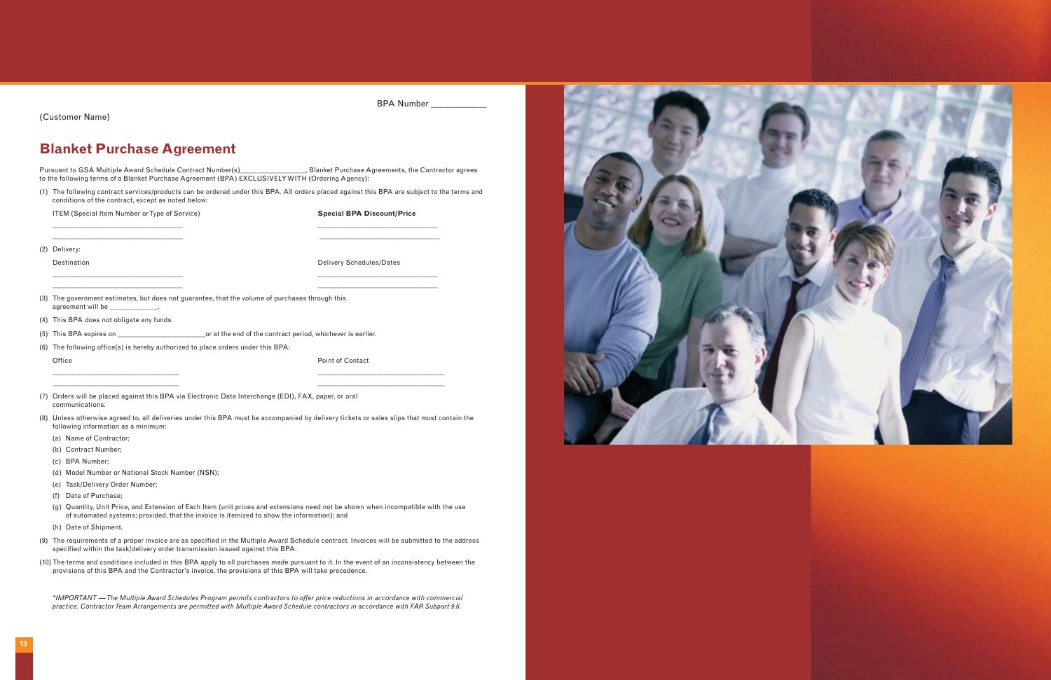BPA Number ____________

(Customer Name)

# Blanket Purchase Agreement

Pursuant to GSA Multiple Award Schedule Contract Number(s)________________, Blanket Purchase Agreements, the Contractor agrees to the following terms of a Blanket Purchase Agreement (BPA) EXCLUSIVELY WITH (Ordering Agency):

(1) The following contract services/products can be ordered under this BPA. All orders placed against this BPA are subject to the terms and conditions of the contract, except as noted below:

| ITEM (Special Item Number or Type of Service) | **Special BPA Discount/Price** |
|---|---|
| ______________________________ | ______________________________ |
| ______________________________ | ______________________________ |

(2) Delivery:

| Destination | Delivery Schedules/Dates |
|---|---|
| ______________________________ | ______________________________ |
| ______________________________ | ______________________________ |

(3) The government estimates, but does not guarantee, that the volume of purchases through this agreement will be ____________.

(4) This BPA does not obligate any funds.

(5) This BPA expires on ______________________ or at the end of the contract period, whichever is earlier.

(6) The following office(s) is hereby authorized to place orders under this BPA:

| Office | Point of Contact |
|---|---|
| ______________________________ | ______________________________ |
| ______________________________ | ______________________________ |

(7) Orders will be placed against this BPA via Electronic Data Interchange (EDI), FAX, paper, or oral communications.

(8) Unless otherwise agreed to, all deliveries under this BPA must be accompanied by delivery tickets or sales slips that must contain the following information as a minimum:

(a) Name of Contractor;

(b) Contract Number;

(c) BPA Number;

(d) Model Number or National Stock Number (NSN);

(e) Task/Delivery Order Number;

(f) Date of Purchase;

(g) Quantity, Unit Price, and Extension of Each Item (unit prices and extensions need not be shown when incompatible with the use of automated systems; provided, that the invoice is itemized to show the information); and

(h) Date of Shipment.

(9) The requirements of a proper invoice are as specified in the Multiple Award Schedule contract. Invoices will be submitted to the address specified within the task/delivery order transmission issued against this BPA.

(10) The terms and conditions included in this BPA apply to all purchases made pursuant to it. In the event of an inconsistency between the provisions of this BPA and the Contractor's invoice, the provisions of this BPA will take precedence.

*\*IMPORTANT — The Multiple Award Schedules Program permits contractors to offer price reductions in accordance with commercial practice. Contractor Team Arrangements are permitted with Multiple Award Schedule contractors in accordance with FAR Subpart 9.6.*